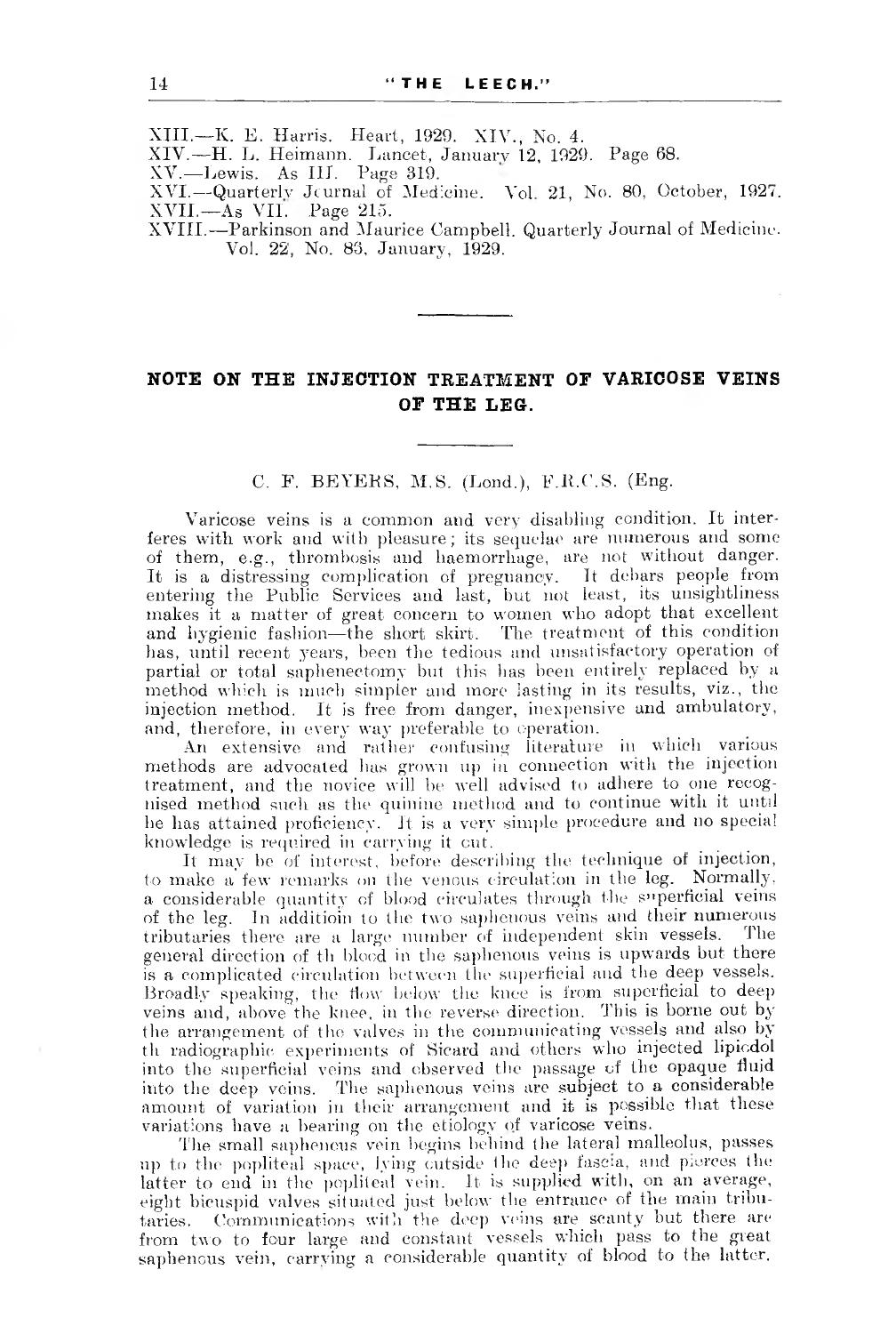XIII.—K. E. Harris. Heart, 1929. XIV., No. 4.
XIV.—H. L. Heimann. Lancet, January 12, 1929. Page 68.
XV.—Lewis. As III. Page 319.
XVI.—Quarterly Journal of Medicine. Vol. 21, No. 80, October, 1927.
XVII.—As VII. Page 215.
XVIII.—Parkinson and Maurice Campbell. Quarterly Journal of Medicine. Vol. 22, No. 83, January, 1929.

---

## NOTE ON THE INJECTION TREATMENT OF VARICOSE VEINS OF THE LEG.

---

C. F. BEYERS, M.S. (Lond.), F.R.C.S. (Eng.

Varicose veins is a common and very disabling condition. It interferes with work and with pleasure; its sequelae are numerous and some of them, e.g., thrombosis and haemorrhage, are not without danger. It is a distressing complication of pregnancy. It debars people from entering the Public Services and last, but not least, its unsightliness makes it a matter of great concern to women who adopt that excellent and hygienic fashion—the short skirt. The treatment of this condition has, until recent years, been the tedious and unsatisfactory operation of partial or total saphenectomy but this has been entirely replaced by a method which is much simpler and more lasting in its results, viz., the injection method. It is free from danger, inexpensive and ambulatory, and, therefore, in every way preferable to operation.

An extensive and rather confusing literature in which various methods are advocated has grown up in connection with the injection treatment, and the novice will be well advised to adhere to one recognised method such as the quinine method and to continue with it until he has attained proficiency. It is a very simple procedure and no special knowledge is required in carrying it out.

It may be of interest, before describing the technique of injection, to make a few remarks on the venous circulation in the leg. Normally, a considerable quantity of blood circulates through the superficial veins of the leg. In additioin to the two saphenous veins and their numerous tributaries there are a large number of independent skin vessels. The general direction of th blood in the saphenous veins is upwards but there is a complicated circulation between the superficial and the deep vessels. Broadly speaking, the flow below the knee is from superficial to deep veins and, above the knee, in the reverse direction. This is borne out by the arrangement of the valves in the communicating vessels and also by th radiographic experiments of Sicard and others who injected lipiodol into the superficial veins and observed the passage of the opaque fluid into the deep veins. The saphenous veins are subject to a considerable amount of variation in their arrangement and it is possible that these variations have a bearing on the etiology of varicose veins.

The small saphenous vein begins behind the lateral malleolus, passes up to the popliteal space, lying outside the deep fascia, and pierces the latter to end in the popliteal vein. It is supplied with, on an average, eight bicuspid valves situated just below the entrance of the main tributaries. Communications with the deep veins are scanty but there are from two to four large and constant vessels which pass to the great saphenous vein, carrying a considerable quantity of blood to the latter.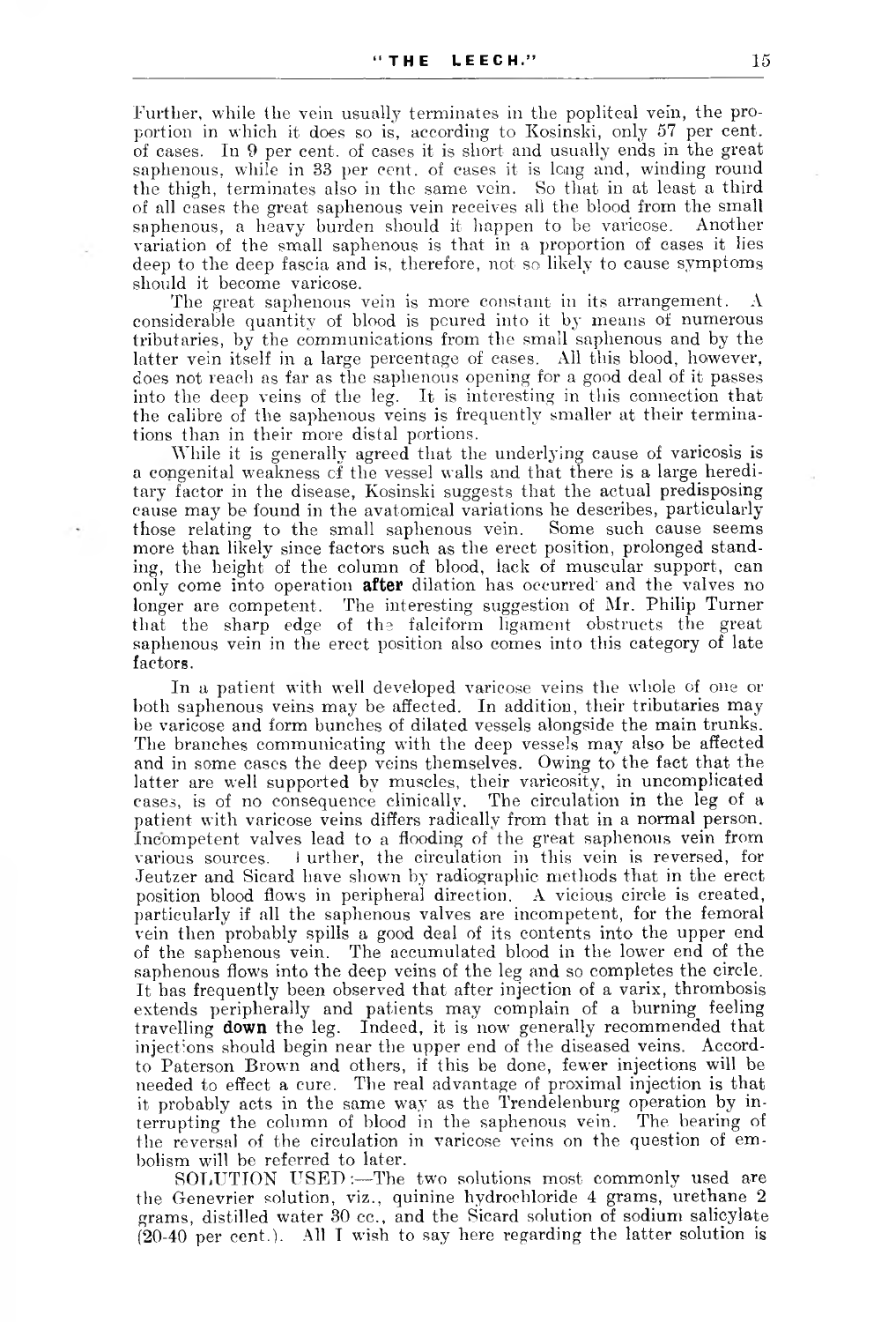Further, while the vein usually terminates in the popliteal vein, the proportion in which it does so is, according to Kosinski, only 57 per cent. of cases. In 9 per cent. of cases it is short and usually ends in the great saphenous, while in 33 per cent. of cases it is long and, winding round the thigh, terminates also in the same vein. So that in at least a third of all cases the great saphenous vein receives all the blood from the small saphenous, a heavy burden should it happen to be varicose. Another variation of the small saphenous is that in a proportion of cases it lies deep to the deep fascia and is, therefore, not so likely to cause symptoms should it become varicose.

The great saphenous vein is more constant in its arrangement. A considerable quantity of blood is poured into it by means of numerous tributaries, by the communications from the small saphenous and by the latter vein itself in a large percentage of cases. All this blood, however, does not reach as far as the saphenous opening for a good deal of it passes into the deep veins of the leg. It is interesting in this connection that the calibre of the saphenous veins is frequently smaller at their terminations than in their more distal portions.

While it is generally agreed that the underlying cause of varicosis is a congenital weakness of the vessel walls and that there is a large hereditary factor in the disease, Kosinski suggests that the actual predisposing cause may be found in the avatomical variations he describes, particularly those relating to the small saphenous vein. Some such cause seems more than likely since factors such as the erect position, prolonged standing, the height of the column of blood, lack of muscular support, can only come into operation **after** dilation has occurred and the valves no longer are competent. The interesting suggestion of Mr. Philip Turner that the sharp edge of the falciform ligament obstructs the great saphenous vein in the erect position also comes into this category of late factors.

In a patient with well developed varicose veins the whole of one or both saphenous veins may be affected. In addition, their tributaries may be varicose and form bunches of dilated vessels alongside the main trunks. The branches communicating with the deep vessels may also be affected and in some cases the deep veins themselves. Owing to the fact that the latter are well supported by muscles, their varicosity, in uncomplicated cases, is of no consequence clinically. The circulation in the leg of a patient with varicose veins differs radically from that in a normal person. Incompetent valves lead to a flooding of the great saphenous vein from various sources. Further, the circulation in this vein is reversed, for Jeutzer and Sicard have shown by radiographic methods that in the erect position blood flows in peripheral direction. A vicious circle is created, particularly if all the saphenous valves are incompetent, for the femoral vein then probably spills a good deal of its contents into the upper end of the saphenous vein. The accumulated blood in the lower end of the saphenous flows into the deep veins of the leg and so completes the circle. It has frequently been observed that after injection of a varix, thrombosis extends peripherally and patients may complain of a burning feeling travelling **down** the leg. Indeed, it is now generally recommended that injections should begin near the upper end of the diseased veins. Accord- to Paterson Brown and others, if this be done, fewer injections will be needed to effect a cure. The real advantage of proximal injection is that it probably acts in the same way as the Trendelenburg operation by interrupting the column of blood in the saphenous vein. The bearing of the reversal of the circulation in varicose veins on the question of embolism will be referred to later.

SOLUTION USED:—The two solutions most commonly used are the Genevrier solution, viz., quinine hydrochloride 4 grams, urethane 2 grams, distilled water 30 cc., and the Sicard solution of sodium salicylate (20-40 per cent.). All I wish to say here regarding the latter solution is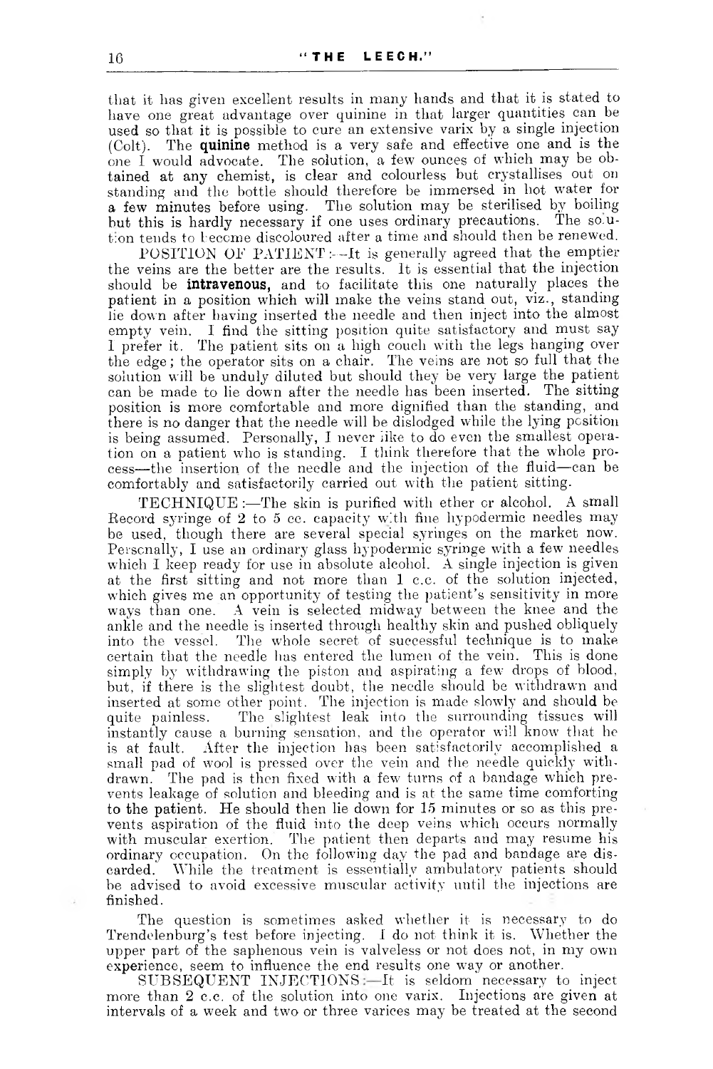that it has given excellent results in many hands and that it is stated to have one great advantage over quinine in that larger quantities can be used so that it is possible to cure an extensive varix by a single injection (Colt). The **quinine** method is a very safe and effective one and is the one I would advocate. The solution, a few ounces of which may be obtained at any chemist, is clear and colourless but crystallises out on standing and the bottle should therefore be immersed in hot water for a few minutes before using. The solution may be sterilised by boiling but this is hardly necessary if one uses ordinary precautions. The solution tends to become discoloured after a time and should then be renewed.

POSITION OF PATIENT:—It is generally agreed that the emptier the veins are the better are the results. It is essential that the injection should be **intravenous,** and to facilitate this one naturally places the patient in a position which will make the veins stand out, viz., standing lie down after having inserted the needle and then inject into the almost empty vein. I find the sitting position quite satisfactory and must say I prefer it. The patient sits on a high couch with the legs hanging over the edge; the operator sits on a chair. The veins are not so full that the solution will be unduly diluted but should they be very large the patient can be made to lie down after the needle has been inserted. The sitting position is more comfortable and more dignified than the standing, and there is no danger that the needle will be dislodged while the lying position is being assumed. Personally, I never like to do even the smallest operation on a patient who is standing. I think therefore that the whole process—the insertion of the needle and the injection of the fluid—can be comfortably and satisfactorily carried out with the patient sitting.

TECHNIQUE:—The skin is purified with ether or alcohol. A small Record syringe of 2 to 5 cc. capacity with fine hypodermic needles may be used, though there are several special syringes on the market now. Personally, I use an ordinary glass hypodermic syringe with a few needles which I keep ready for use in absolute alcohol. A single injection is given at the first sitting and not more than 1 c.c. of the solution injected, which gives me an opportunity of testing the patient's sensitivity in more ways than one. A vein is selected midway between the knee and the ankle and the needle is inserted through healthy skin and pushed obliquely into the vessel. The whole secret of successful technique is to make certain that the needle has entered the lumen of the vein. This is done simply by withdrawing the piston and aspirating a few drops of blood, but, if there is the slightest doubt, the needle should be withdrawn and inserted at some other point. The injection is made slowly and should be quite painless. The slightest leak into the surrounding tissues will instantly cause a burning sensation, and the operator will know that he is at fault. After the injection has been satisfactorily accomplished a small pad of wool is pressed over the vein and the needle quickly withdrawn. The pad is then fixed with a few turns of a bandage which prevents leakage of solution and bleeding and is at the same time comforting to the patient. He should then lie down for 15 minutes or so as this prevents aspiration of the fluid into the deep veins which occurs normally with muscular exertion. The patient then departs and may resume his ordinary occupation. On the following day the pad and bandage are discarded. While the treatment is essentially ambulatory patients should be advised to avoid excessive muscular activity until the injections are finished.

The question is sometimes asked whether it is necessary to do Trendelenburg's test before injecting. I do not think it is. Whether the upper part of the saphenous vein is valveless or not does not, in my own experience, seem to influence the end results one way or another.

SUBSEQUENT INJECTIONS:—It is seldom necessary to inject more than 2 c.c. of the solution into one varix. Injections are given at intervals of a week and two or three varices may be treated at the second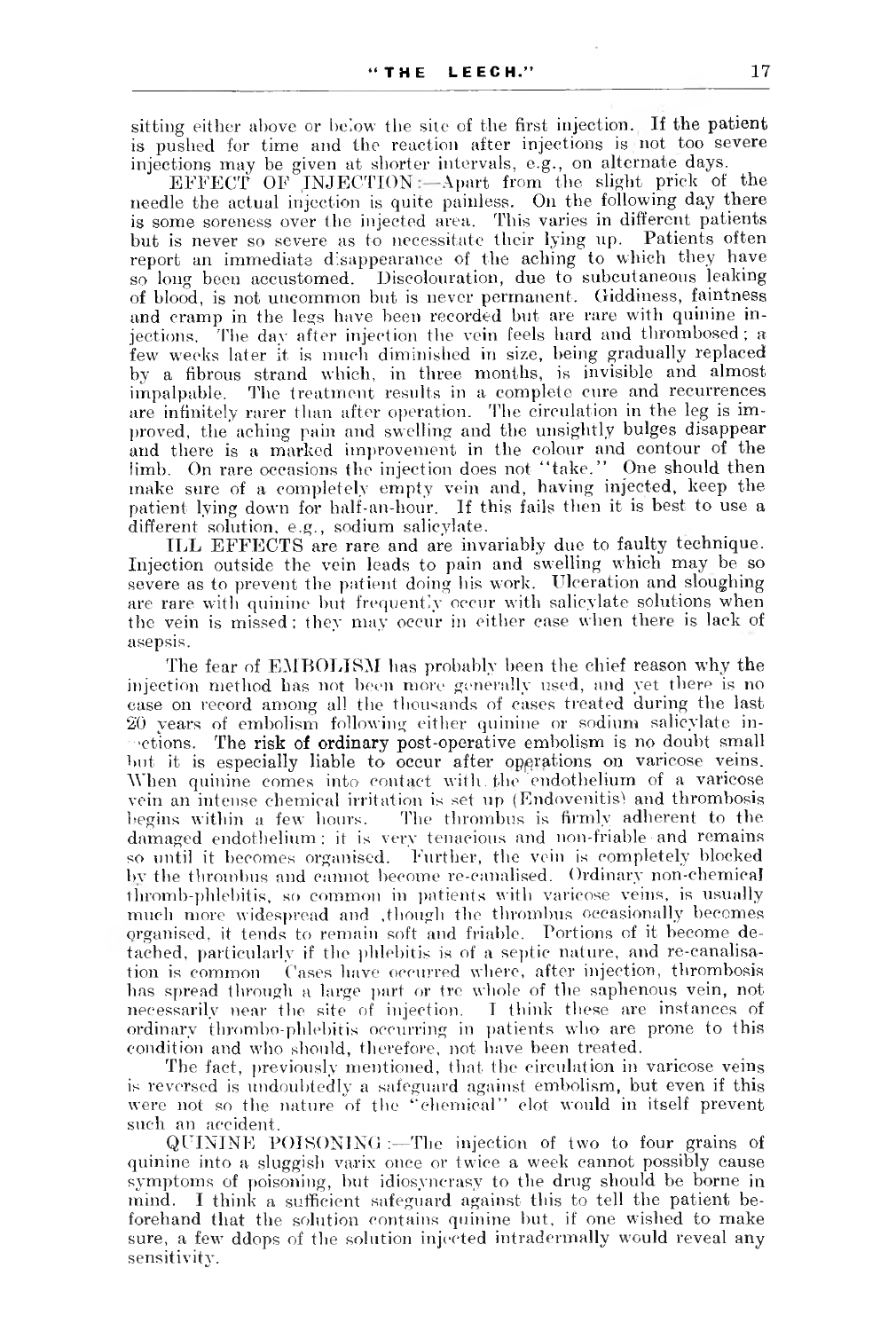sitting either above or below the site of the first injection. If the patient is pushed for time and the reaction after injections is not too severe injections may be given at shorter intervals, e.g., on alternate days.

EFFECT OF INJECTION:—Apart from the slight prick of the needle the actual injection is quite painless. On the following day there is some soreness over the injected area. This varies in different patients but is never so severe as to necessitate their lying up. Patients often report an immediate disappearance of the aching to which they have so long been accustomed. Discolouration, due to subcutaneous leaking of blood, is not uncommon but is never permanent. Giddiness, faintness and cramp in the legs have been recorded but are rare with quinine injections. The day after injection the vein feels hard and thrombosed; a few weeks later it is much diminished in size, being gradually replaced by a fibrous strand which, in three months, is invisible and almost impalpable. The treatment results in a complete cure and recurrences are infinitely rarer than after operation. The circulation in the leg is improved, the aching pain and swelling and the unsightly bulges disappear and there is a marked improvement in the colour and contour of the limb. On rare occasions the injection does not "take." One should then make sure of a completely empty vein and, having injected, keep the patient lying down for half-an-hour. If this fails then it is best to use a different solution, e.g., sodium salicylate.

ILL EFFECTS are rare and are invariably due to faulty technique. Injection outside the vein leads to pain and swelling which may be so severe as to prevent the patient doing his work. Ulceration and sloughing are rare with quinine but frequently occur with salicylate solutions when the vein is missed; they may occur in either case when there is lack of asepsis.

The fear of EMBOLISM has probably been the chief reason why the injection method has not been more generally used, and yet there is no case on record among all the thousands of cases treated during the last 20 years of embolism following either quinine or sodium salicylate injections. The risk of ordinary post-operative embolism is no doubt small but it is especially liable to occur after operations on varicose veins. When quinine comes into contact with the endothelium of a varicose vein an intense chemical irritation is set up (Endovenitis) and thrombosis begins within a few hours. The thrombus is firmly adherent to the damaged endothelium; it is very tenacious and non-friable and remains so until it becomes organised. Further, the vein is completely blocked by the thrombus and cannot become re-canalised. Ordinary non-chemical thromb-phlebitis, so common in patients with varicose veins, is usually much more widespread and, though the thrombus occasionally becomes organised, it tends to remain soft and friable. Portions of it become detached, particularly if the phlebitis is of a septic nature, and re-canalisation is common. Cases have occurred where, after injection, thrombosis has spread through a large part or tre whole of the saphenous vein, not necessarily near the site of injection. I think these are instances of ordinary thrombo-phlebitis occurring in patients who are prone to this condition and who should, therefore, not have been treated.

The fact, previously mentioned, that the circulation in varicose veins is reversed is undoubtedly a safeguard against embolism, but even if this were not so the nature of the "chemical" clot would in itself prevent such an accident.

QUININE POISONING:—The injection of two to four grains of quinine into a sluggish varix once or twice a week cannot possibly cause symptoms of poisoning, but idiosyncrasy to the drug should be borne in mind. I think a sufficient safeguard against this to tell the patient beforehand that the solution contains quinine but, if one wished to make sure, a few ddops of the solution injected intradermally would reveal any sensitivity.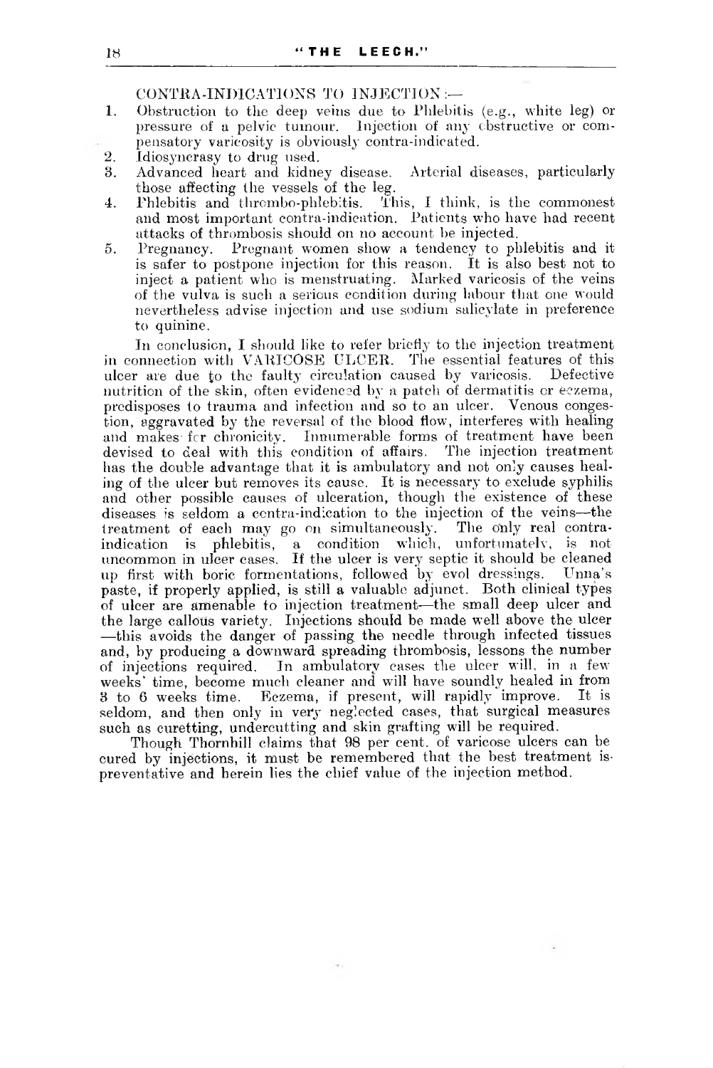CONTRA-INDICATIONS TO INJECTION:—

1. Obstruction to the deep veins due to Phlebitis (e.g., white leg) or pressure of a pelvic tumour. Injection of any obstructive or compensatory varicosity is obviously contra-indicated.
2. Idiosyncrasy to drug used.
3. Advanced heart and kidney disease. Arterial diseases, particularly those affecting the vessels of the leg.
4. Phlebitis and thrombo-phlebitis. This, I think, is the commonest and most important contra-indication. Patients who have had recent attacks of thrombosis should on no account be injected.
5. Pregnancy. Pregnant women show a tendency to phlebitis and it is safer to postpone injection for this reason. It is also best not to inject a patient who is menstruating. Marked varicosis of the veins of the vulva is such a serious condition during labour that one would nevertheless advise injection and use sodium salicylate in preference to quinine.

In conclusion, I should like to refer briefly to the injection treatment in connection with VARICOSE ULCER. The essential features of this ulcer are due to the faulty circulation caused by varicosis. Defective nutrition of the skin, often evidenced by a patch of dermatitis or eczema, predisposes to trauma and infection and so to an ulcer. Venous congestion, aggravated by the reversal of the blood flow, interferes with healing and makes for chronicity. Innumerable forms of treatment have been devised to deal with this condition of affairs. The injection treatment has the double advantage that it is ambulatory and not only causes healing of the ulcer but removes its cause. It is necessary to exclude syphilis and other possible causes of ulceration, though the existence of these diseases is seldom a contra-indication to the injection of the veins—the treatment of each may go on simultaneously. The only real contra-indication is phlebitis, a condition which, unfortunately, is not uncommon in ulcer cases. If the ulcer is very septic it should be cleaned up first with boric fomentations, followed by evol dressings. Unna's paste, if properly applied, is still a valuable adjunct. Both clinical types of ulcer are amenable to injection treatment—the small deep ulcer and the large callous variety. Injections should be made well above the ulcer—this avoids the danger of passing the needle through infected tissues and, by producing a downward spreading thrombosis, lessons the number of injections required. In ambulatory cases the ulcer will, in a few weeks' time, become much cleaner and will have soundly healed in from 3 to 6 weeks time. Eczema, if present, will rapidly improve. It is seldom, and then only in very neglected cases, that surgical measures such as curetting, undercutting and skin grafting will be required.

Though Thornhill claims that 98 per cent. of varicose ulcers can be cured by injections, it must be remembered that the best treatment is preventative and herein lies the chief value of the injection method.